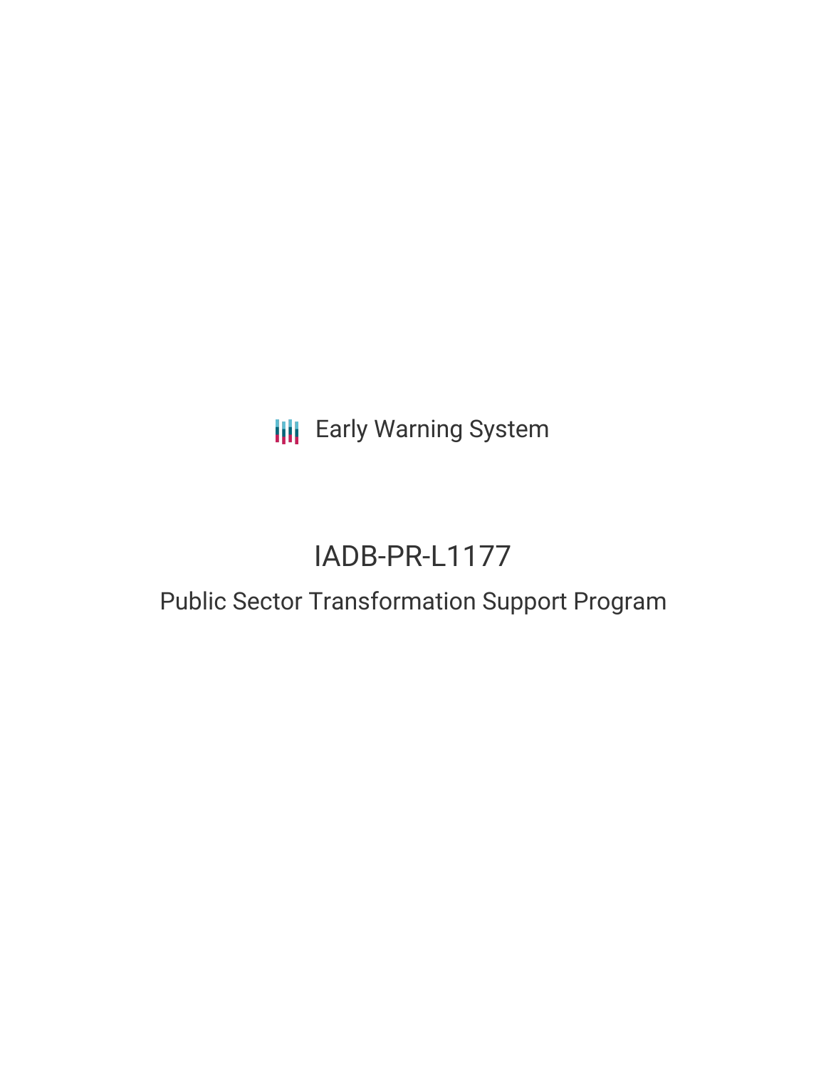Early Warning System

# IADB-PR-L1177

## Public Sector Transformation Support Program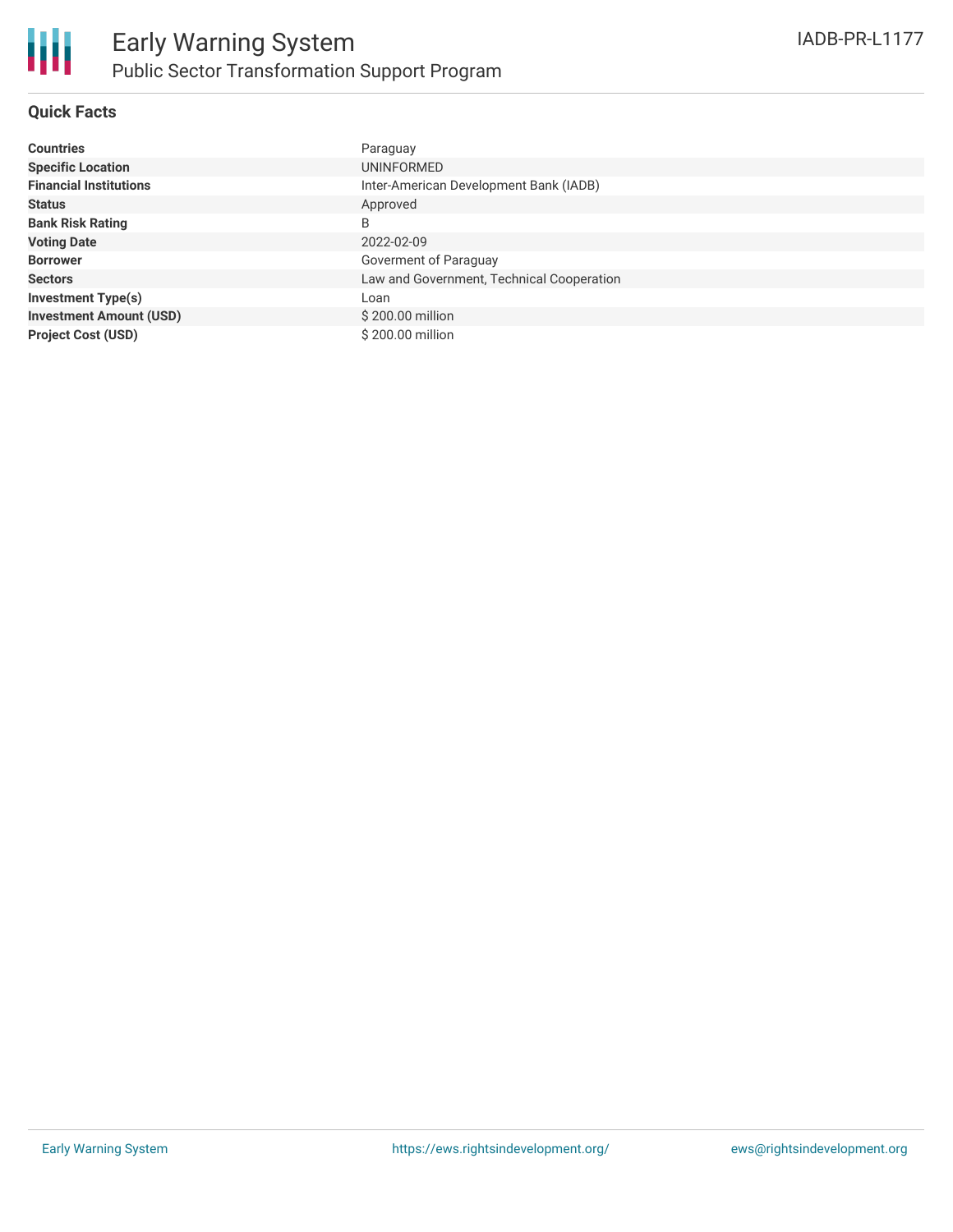# Early Warning System
## Public Sector Transformation Support Program

IADB-PR-L1177

### Quick Facts

| | |
|---|---|
| **Countries** | Paraguay |
| **Specific Location** | UNINFORMED |
| **Financial Institutions** | Inter-American Development Bank (IADB) |
| **Status** | Approved |
| **Bank Risk Rating** | B |
| **Voting Date** | 2022-02-09 |
| **Borrower** | Goverment of Paraguay |
| **Sectors** | Law and Government, Technical Cooperation |
| **Investment Type(s)** | Loan |
| **Investment Amount (USD)** | $ 200.00 million |
| **Project Cost (USD)** | $ 200.00 million |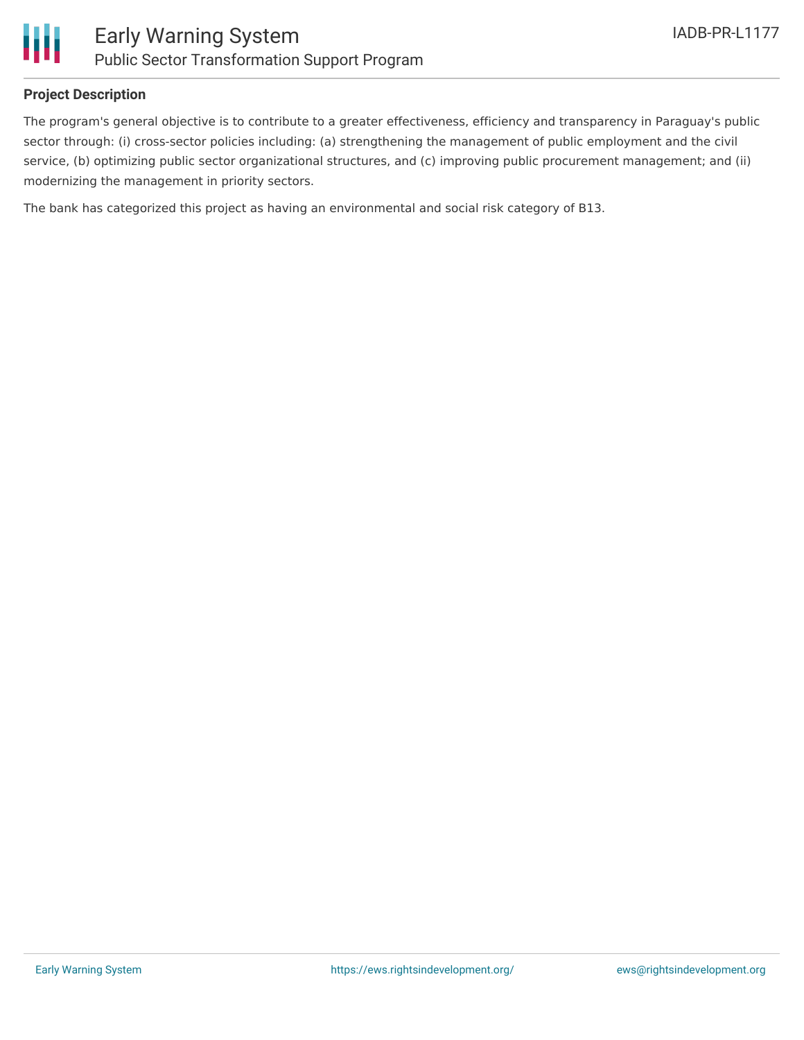**Project Description**

The program's general objective is to contribute to a greater effectiveness, efficiency and transparency in Paraguay's public sector through: (i) cross-sector policies including: (a) strengthening the management of public employment and the civil service, (b) optimizing public sector organizational structures, and (c) improving public procurement management; and (ii) modernizing the management in priority sectors.

The bank has categorized this project as having an environmental and social risk category of B13.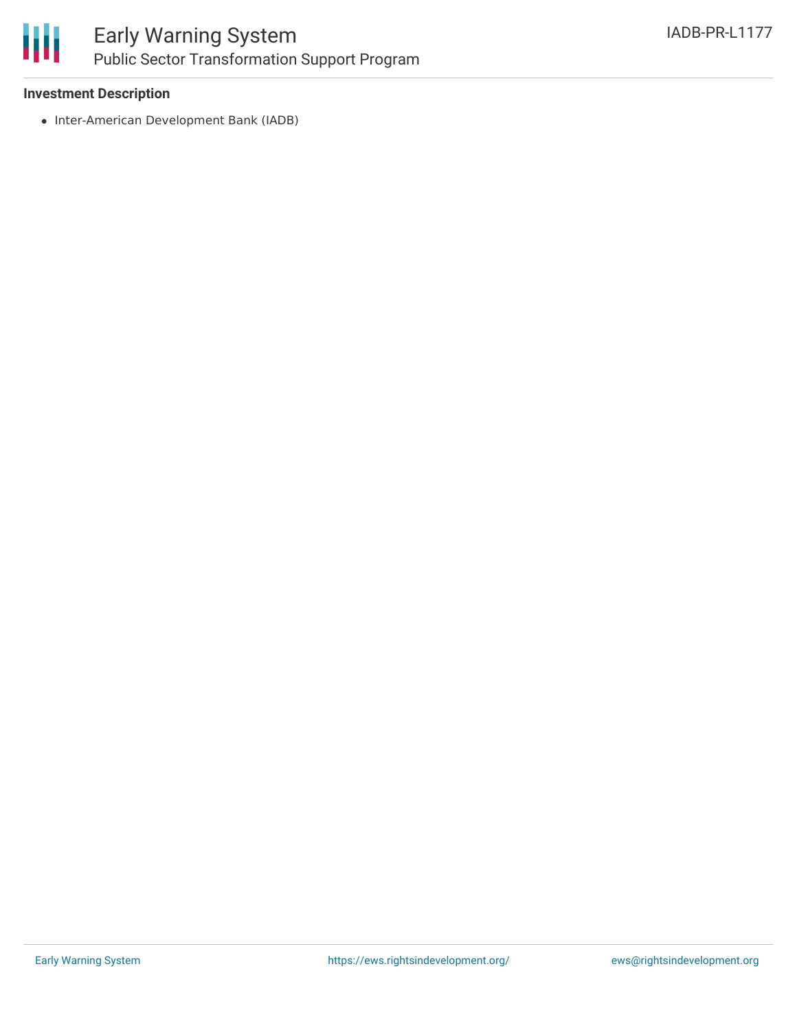**Investment Description**

- Inter-American Development Bank (IADB)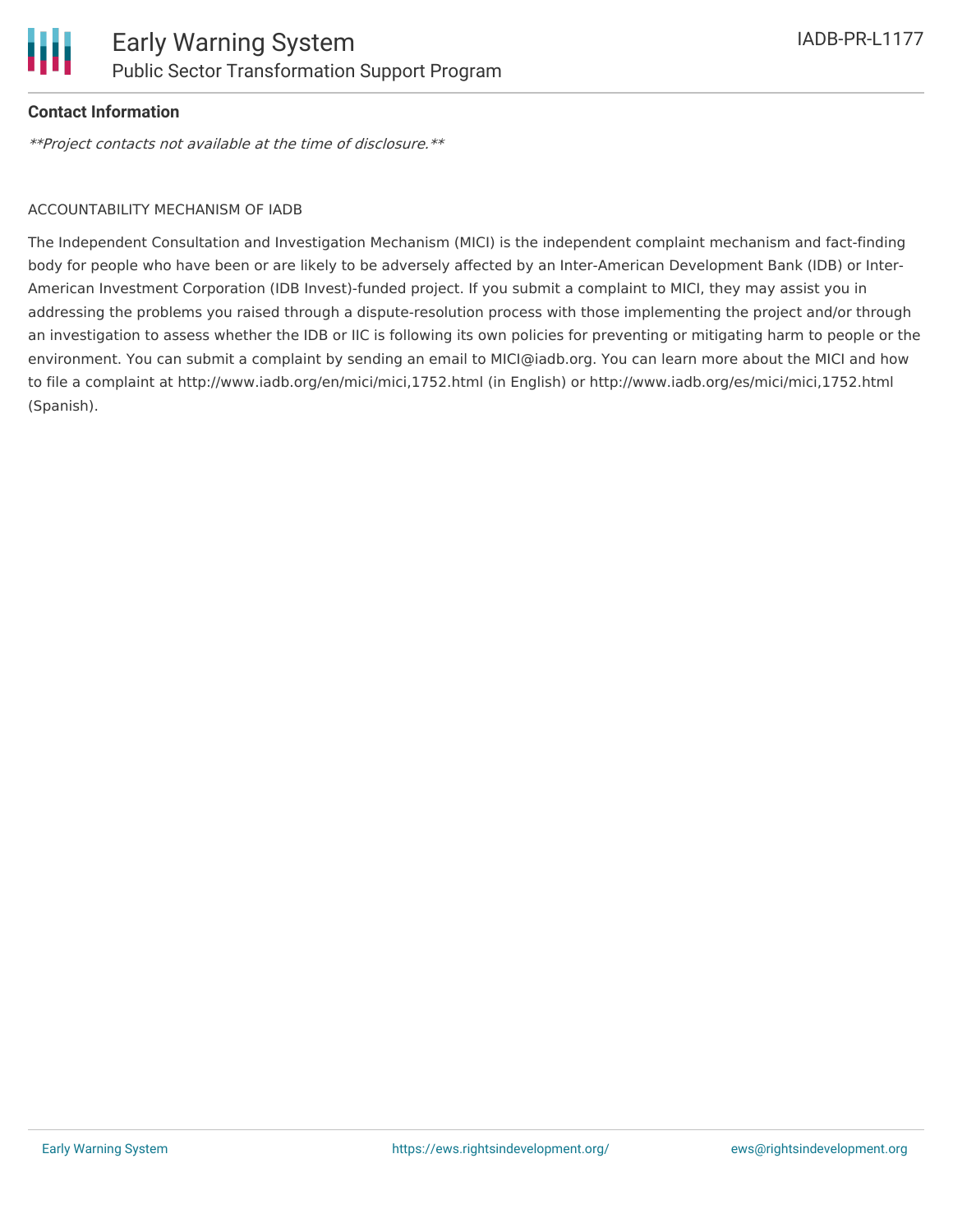## Contact Information

*\*\*Project contacts not available at the time of disclosure.\*\**

ACCOUNTABILITY MECHANISM OF IADB

The Independent Consultation and Investigation Mechanism (MICI) is the independent complaint mechanism and fact-finding body for people who have been or are likely to be adversely affected by an Inter-American Development Bank (IDB) or Inter-American Investment Corporation (IDB Invest)-funded project. If you submit a complaint to MICI, they may assist you in addressing the problems you raised through a dispute-resolution process with those implementing the project and/or through an investigation to assess whether the IDB or IIC is following its own policies for preventing or mitigating harm to people or the environment. You can submit a complaint by sending an email to MICI@iadb.org. You can learn more about the MICI and how to file a complaint at http://www.iadb.org/en/mici/mici,1752.html (in English) or http://www.iadb.org/es/mici/mici,1752.html (Spanish).